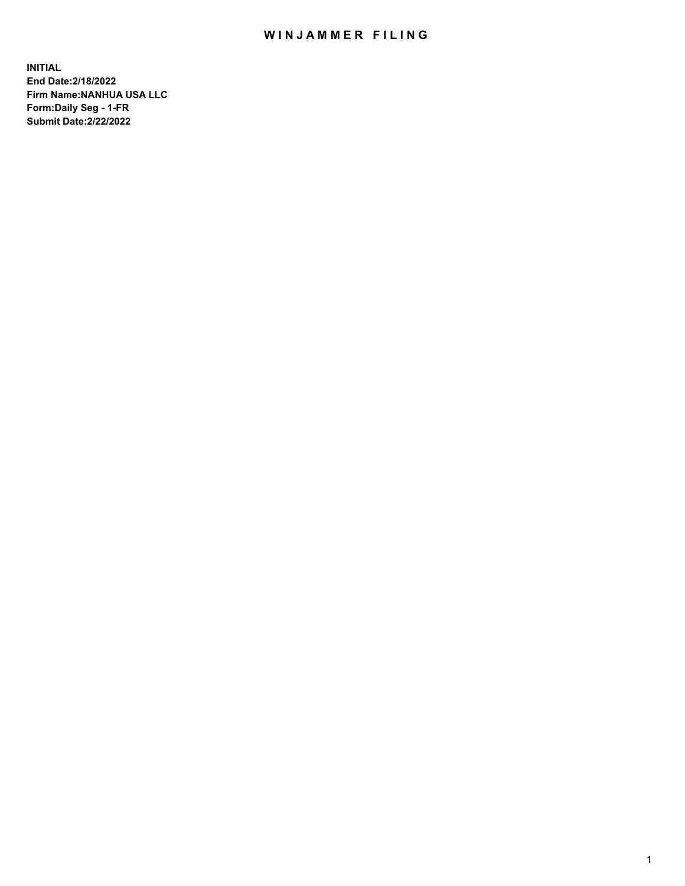# WINJAMMER FILING

**INITIAL**
**End Date:2/18/2022**
**Firm Name:NANHUA USA LLC**
**Form:Daily Seg - 1-FR**
**Submit Date:2/22/2022**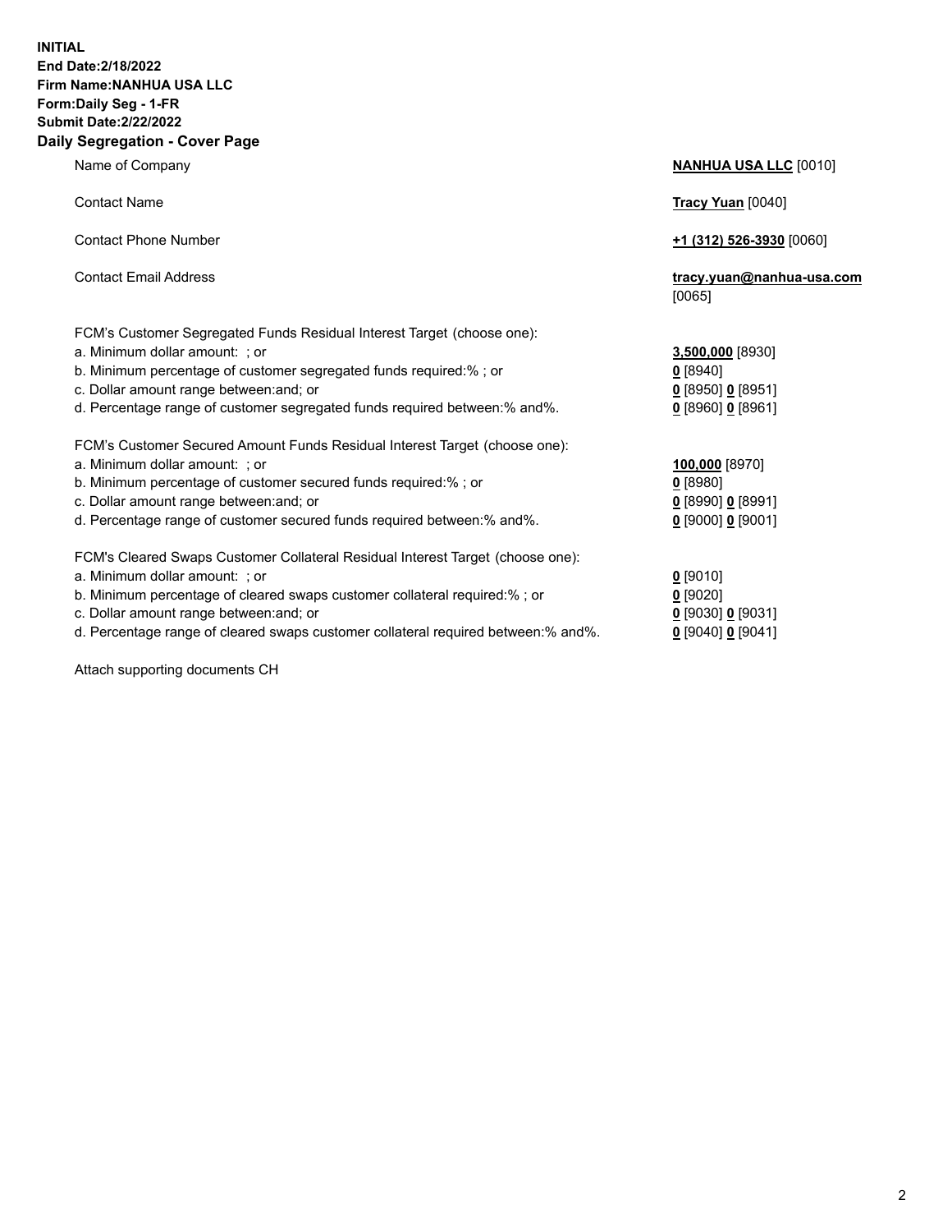**INITIAL**
**End Date:2/18/2022**
**Firm Name:NANHUA USA LLC**
**Form:Daily Seg - 1-FR**
**Submit Date:2/22/2022**

## Daily Segregation - Cover Page

| | |
|---|---|
| Name of Company | **NANHUA USA LLC** [0010] |
| Contact Name | **Tracy Yuan** [0040] |
| Contact Phone Number | **+1 (312) 526-3930** [0060] |
| Contact Email Address | **tracy.yuan@nanhua-usa.com** [0065] |
| FCM's Customer Segregated Funds Residual Interest Target (choose one): | |
| a. Minimum dollar amount: ; or | **3,500,000** [8930] |
| b. Minimum percentage of customer segregated funds required:% ; or | **0** [8940] |
| c. Dollar amount range between:and; or | **0** [8950] **0** [8951] |
| d. Percentage range of customer segregated funds required between:% and%. | **0** [8960] **0** [8961] |
| FCM's Customer Secured Amount Funds Residual Interest Target (choose one): | |
| a. Minimum dollar amount: ; or | **100,000** [8970] |
| b. Minimum percentage of customer secured funds required:% ; or | **0** [8980] |
| c. Dollar amount range between:and; or | **0** [8990] **0** [8991] |
| d. Percentage range of customer secured funds required between:% and%. | **0** [9000] **0** [9001] |
| FCM's Cleared Swaps Customer Collateral Residual Interest Target (choose one): | |
| a. Minimum dollar amount: ; or | **0** [9010] |
| b. Minimum percentage of cleared swaps customer collateral required:% ; or | **0** [9020] |
| c. Dollar amount range between:and; or | **0** [9030] **0** [9031] |
| d. Percentage range of cleared swaps customer collateral required between:% and%. | **0** [9040] **0** [9041] |

Attach supporting documents CH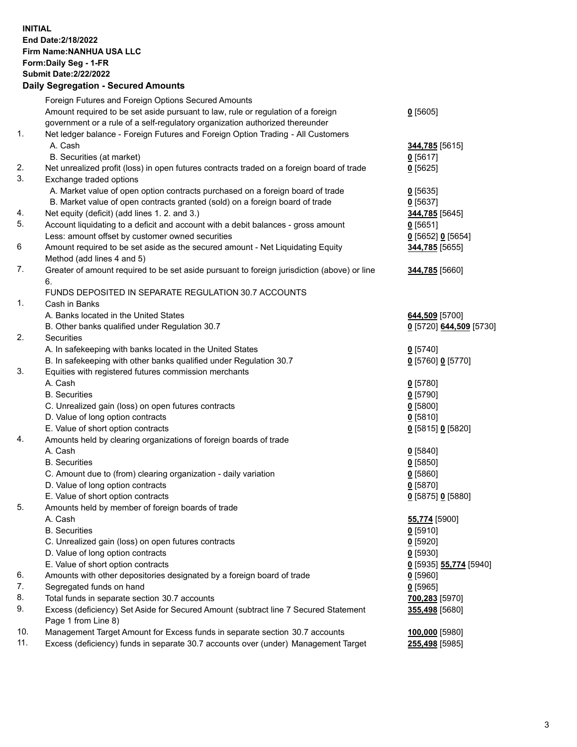**INITIAL**
**End Date:2/18/2022**
**Firm Name:NANHUA USA LLC**
**Form:Daily Seg - 1-FR**
**Submit Date:2/22/2022**

## Daily Segregation - Secured Amounts

| | | |
|---|---|---|
| | Foreign Futures and Foreign Options Secured Amounts | |
| | Amount required to be set aside pursuant to law, rule or regulation of a foreign government or a rule of a self-regulatory organization authorized thereunder | **0** [5605] |
| 1. | Net ledger balance - Foreign Futures and Foreign Option Trading - All Customers | |
| | A. Cash | **344,785** [5615] |
| | B. Securities (at market) | **0** [5617] |
| 2. | Net unrealized profit (loss) in open futures contracts traded on a foreign board of trade | **0** [5625] |
| 3. | Exchange traded options | |
| | A. Market value of open option contracts purchased on a foreign board of trade | **0** [5635] |
| | B. Market value of open contracts granted (sold) on a foreign board of trade | **0** [5637] |
| 4. | Net equity (deficit) (add lines 1. 2. and 3.) | **344,785** [5645] |
| 5. | Account liquidating to a deficit and account with a debit balances - gross amount | **0** [5651] |
| | Less: amount offset by customer owned securities | **0** [5652] **0** [5654] |
| 6 | Amount required to be set aside as the secured amount - Net Liquidating Equity Method (add lines 4 and 5) | **344,785** [5655] |
| 7. | Greater of amount required to be set aside pursuant to foreign jurisdiction (above) or line 6. | **344,785** [5660] |
| | FUNDS DEPOSITED IN SEPARATE REGULATION 30.7 ACCOUNTS | |
| 1. | Cash in Banks | |
| | A. Banks located in the United States | **644,509** [5700] |
| | B. Other banks qualified under Regulation 30.7 | **0** [5720] **644,509** [5730] |
| 2. | Securities | |
| | A. In safekeeping with banks located in the United States | **0** [5740] |
| | B. In safekeeping with other banks qualified under Regulation 30.7 | **0** [5760] **0** [5770] |
| 3. | Equities with registered futures commission merchants | |
| | A. Cash | **0** [5780] |
| | B. Securities | **0** [5790] |
| | C. Unrealized gain (loss) on open futures contracts | **0** [5800] |
| | D. Value of long option contracts | **0** [5810] |
| | E. Value of short option contracts | **0** [5815] **0** [5820] |
| 4. | Amounts held by clearing organizations of foreign boards of trade | |
| | A. Cash | **0** [5840] |
| | B. Securities | **0** [5850] |
| | C. Amount due to (from) clearing organization - daily variation | **0** [5860] |
| | D. Value of long option contracts | **0** [5870] |
| | E. Value of short option contracts | **0** [5875] **0** [5880] |
| 5. | Amounts held by member of foreign boards of trade | |
| | A. Cash | **55,774** [5900] |
| | B. Securities | **0** [5910] |
| | C. Unrealized gain (loss) on open futures contracts | **0** [5920] |
| | D. Value of long option contracts | **0** [5930] |
| | E. Value of short option contracts | **0** [5935] **55,774** [5940] |
| 6. | Amounts with other depositories designated by a foreign board of trade | **0** [5960] |
| 7. | Segregated funds on hand | **0** [5965] |
| 8. | Total funds in separate section 30.7 accounts | **700,283** [5970] |
| 9. | Excess (deficiency) Set Aside for Secured Amount (subtract line 7 Secured Statement Page 1 from Line 8) | **355,498** [5680] |
| 10. | Management Target Amount for Excess funds in separate section 30.7 accounts | **100,000** [5980] |
| 11. | Excess (deficiency) funds in separate 30.7 accounts over (under) Management Target | **255,498** [5985] |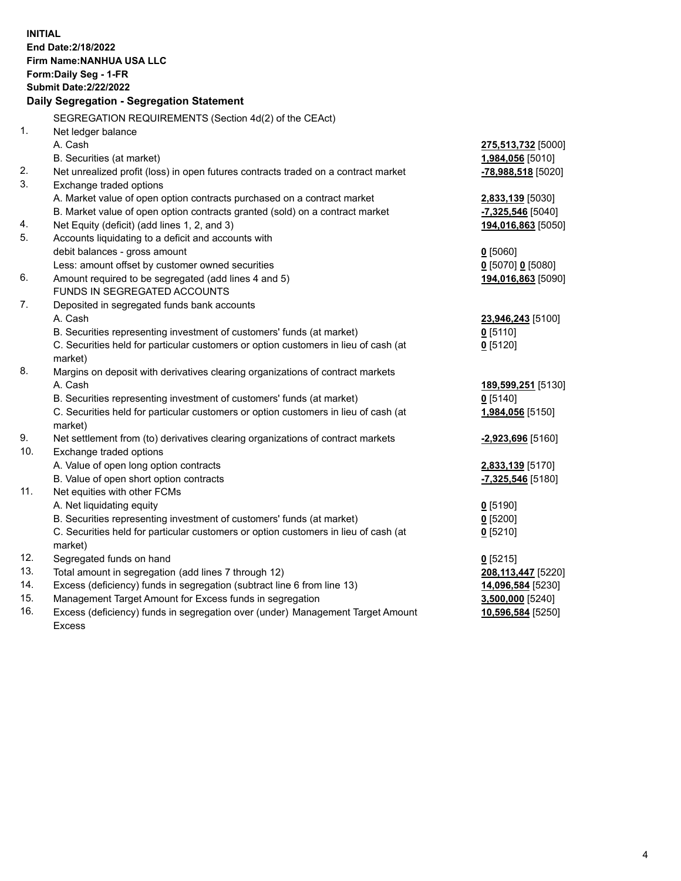**INITIAL**
**End Date:2/18/2022**
**Firm Name:NANHUA USA LLC**
**Form:Daily Seg - 1-FR**
**Submit Date:2/22/2022**

## Daily Segregation - Segregation Statement

| | | |
|---|---|---|
| | SEGREGATION REQUIREMENTS (Section 4d(2) of the CEAct) | |
| 1. | Net ledger balance | |
| | A. Cash | **275,513,732** [5000] |
| | B. Securities (at market) | **1,984,056** [5010] |
| 2. | Net unrealized profit (loss) in open futures contracts traded on a contract market | **-78,988,518** [5020] |
| 3. | Exchange traded options | |
| | A. Market value of open option contracts purchased on a contract market | **2,833,139** [5030] |
| | B. Market value of open option contracts granted (sold) on a contract market | **-7,325,546** [5040] |
| 4. | Net Equity (deficit) (add lines 1, 2, and 3) | **194,016,863** [5050] |
| 5. | Accounts liquidating to a deficit and accounts with debit balances - gross amount | **0** [5060] |
| | Less: amount offset by customer owned securities | **0** [5070] **0** [5080] |
| 6. | Amount required to be segregated (add lines 4 and 5) | **194,016,863** [5090] |
| | FUNDS IN SEGREGATED ACCOUNTS | |
| 7. | Deposited in segregated funds bank accounts | |
| | A. Cash | **23,946,243** [5100] |
| | B. Securities representing investment of customers' funds (at market) | **0** [5110] |
| | C. Securities held for particular customers or option customers in lieu of cash (at market) | **0** [5120] |
| 8. | Margins on deposit with derivatives clearing organizations of contract markets | |
| | A. Cash | **189,599,251** [5130] |
| | B. Securities representing investment of customers' funds (at market) | **0** [5140] |
| | C. Securities held for particular customers or option customers in lieu of cash (at market) | **1,984,056** [5150] |
| 9. | Net settlement from (to) derivatives clearing organizations of contract markets | **-2,923,696** [5160] |
| 10. | Exchange traded options | |
| | A. Value of open long option contracts | **2,833,139** [5170] |
| | B. Value of open short option contracts | **-7,325,546** [5180] |
| 11. | Net equities with other FCMs | |
| | A. Net liquidating equity | **0** [5190] |
| | B. Securities representing investment of customers' funds (at market) | **0** [5200] |
| | C. Securities held for particular customers or option customers in lieu of cash (at market) | **0** [5210] |
| 12. | Segregated funds on hand | **0** [5215] |
| 13. | Total amount in segregation (add lines 7 through 12) | **208,113,447** [5220] |
| 14. | Excess (deficiency) funds in segregation (subtract line 6 from line 13) | **14,096,584** [5230] |
| 15. | Management Target Amount for Excess funds in segregation | **3,500,000** [5240] |
| 16. | Excess (deficiency) funds in segregation over (under) Management Target Amount Excess | **10,596,584** [5250] |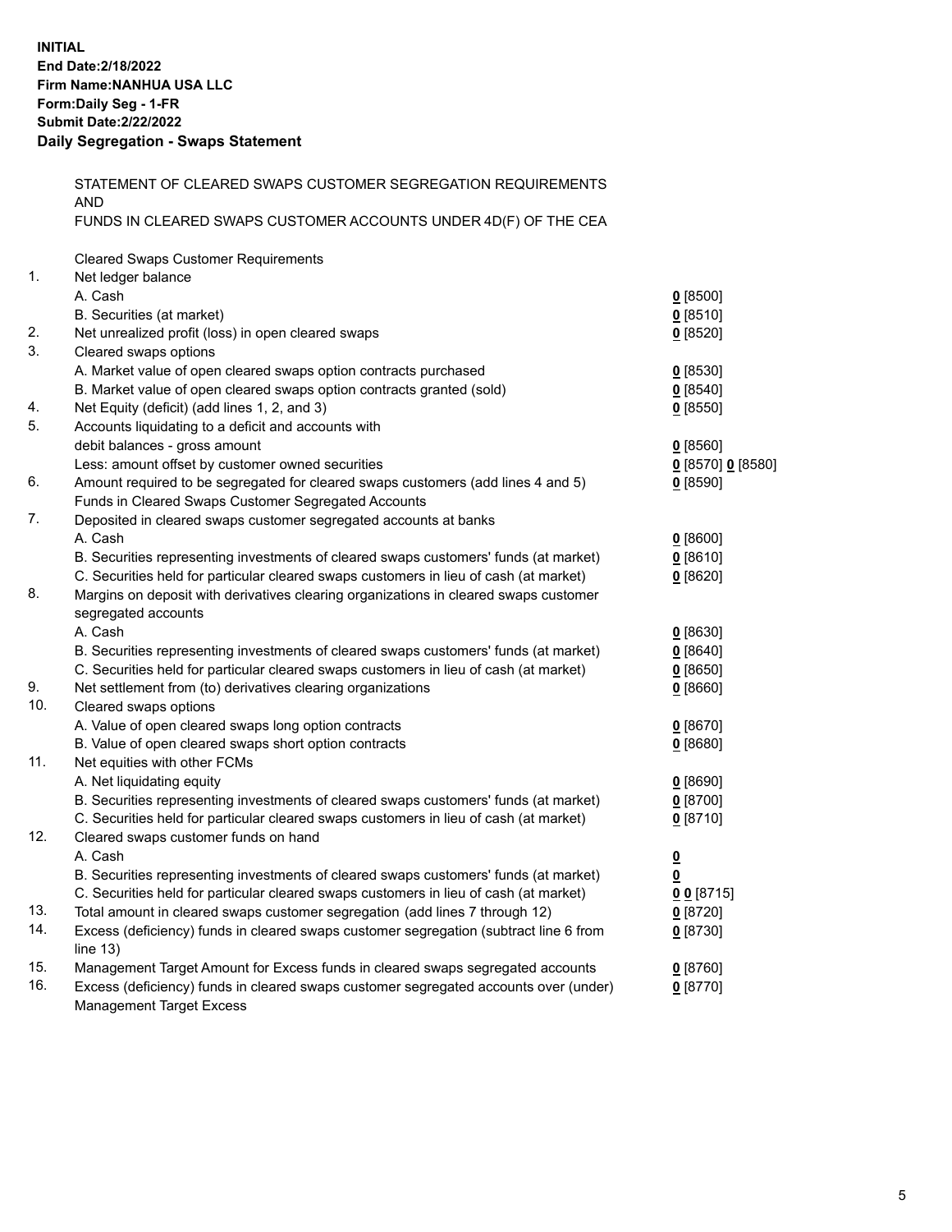**INITIAL**
**End Date:2/18/2022**
**Firm Name:NANHUA USA LLC**
**Form:Daily Seg - 1-FR**
**Submit Date:2/22/2022**
**Daily Segregation - Swaps Statement**

STATEMENT OF CLEARED SWAPS CUSTOMER SEGREGATION REQUIREMENTS AND FUNDS IN CLEARED SWAPS CUSTOMER ACCOUNTS UNDER 4D(F) OF THE CEA

| | | |
|---|---|---|
| | Cleared Swaps Customer Requirements | |
| 1. | Net ledger balance | |
| | A. Cash | 0 [8500] |
| | B. Securities (at market) | 0 [8510] |
| 2. | Net unrealized profit (loss) in open cleared swaps | 0 [8520] |
| 3. | Cleared swaps options | |
| | A. Market value of open cleared swaps option contracts purchased | 0 [8530] |
| | B. Market value of open cleared swaps option contracts granted (sold) | 0 [8540] |
| 4. | Net Equity (deficit) (add lines 1, 2, and 3) | 0 [8550] |
| 5. | Accounts liquidating to a deficit and accounts with | |
| | debit balances - gross amount | 0 [8560] |
| | Less: amount offset by customer owned securities | 0 [8570] 0 [8580] |
| 6. | Amount required to be segregated for cleared swaps customers (add lines 4 and 5) | 0 [8590] |
| | Funds in Cleared Swaps Customer Segregated Accounts | |
| 7. | Deposited in cleared swaps customer segregated accounts at banks | |
| | A. Cash | 0 [8600] |
| | B. Securities representing investments of cleared swaps customers' funds (at market) | 0 [8610] |
| | C. Securities held for particular cleared swaps customers in lieu of cash (at market) | 0 [8620] |
| 8. | Margins on deposit with derivatives clearing organizations in cleared swaps customer segregated accounts | |
| | A. Cash | 0 [8630] |
| | B. Securities representing investments of cleared swaps customers' funds (at market) | 0 [8640] |
| | C. Securities held for particular cleared swaps customers in lieu of cash (at market) | 0 [8650] |
| 9. | Net settlement from (to) derivatives clearing organizations | 0 [8660] |
| 10. | Cleared swaps options | |
| | A. Value of open cleared swaps long option contracts | 0 [8670] |
| | B. Value of open cleared swaps short option contracts | 0 [8680] |
| 11. | Net equities with other FCMs | |
| | A. Net liquidating equity | 0 [8690] |
| | B. Securities representing investments of cleared swaps customers' funds (at market) | 0 [8700] |
| | C. Securities held for particular cleared swaps customers in lieu of cash (at market) | 0 [8710] |
| 12. | Cleared swaps customer funds on hand | |
| | A. Cash | 0 |
| | B. Securities representing investments of cleared swaps customers' funds (at market) | 0 |
| | C. Securities held for particular cleared swaps customers in lieu of cash (at market) | 0 0 [8715] |
| 13. | Total amount in cleared swaps customer segregation (add lines 7 through 12) | 0 [8720] |
| 14. | Excess (deficiency) funds in cleared swaps customer segregation (subtract line 6 from line 13) | 0 [8730] |
| 15. | Management Target Amount for Excess funds in cleared swaps segregated accounts | 0 [8760] |
| 16. | Excess (deficiency) funds in cleared swaps customer segregated accounts over (under) Management Target Excess | 0 [8770] |